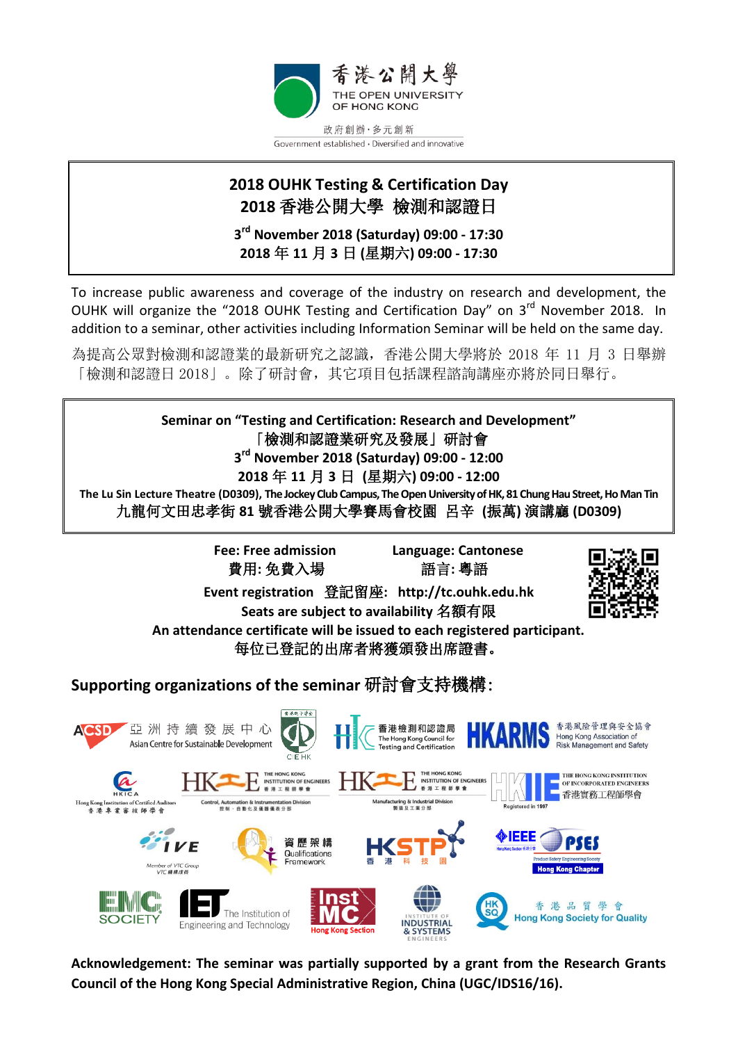香港公開大學
THE OPEN UNIVERSITY OF HONG KONG

政府創辦・多元創新
Government established · Diversified and innovative

# 2018 OUHK Testing & Certification Day
# 2018 香港公開大學 檢測和認證日

**3rd November 2018 (Saturday) 09:00 - 17:30**
**2018 年 11 月 3 日 (星期六) 09:00 - 17:30**

To increase public awareness and coverage of the industry on research and development, the OUHK will organize the “2018 OUHK Testing and Certification Day” on 3rd November 2018. In addition to a seminar, other activities including Information Seminar will be held on the same day.

為提高公眾對檢測和認證業的最新研究之認識，香港公開大學將於 2018 年 11 月 3 日舉辦「檢測和認證日 2018」。除了研討會，其它項目包括課程諮詢講座亦將於同日舉行。

## Seminar on “Testing and Certification: Research and Development”
## 「檢測和認證業研究及發展」研討會

**3rd November 2018 (Saturday) 09:00 - 12:00**
**2018 年 11 月 3 日 (星期六) 09:00 - 12:00**
**The Lu Sin Lecture Theatre (D0309), The Jockey Club Campus, The Open University of HK, 81 Chung Hau Street, Ho Man Tin**
**九龍何文田忠孝街 81 號香港公開大學賽馬會校園 呂辛 (振萬) 演講廳 (D0309)**

**Fee: Free admission** **Language: Cantonese**
**費用: 免費入場** **語言: 粵語**

**Event registration 登記留座: http://tc.ouhk.edu.hk**
**Seats are subject to availability 名額有限**
**An attendance certificate will be issued to each registered participant.**
**每位已登記的出席者將獲頒發出席證書。**

**Supporting organizations of the seminar 研討會支持機構:**

- ACSD 亞洲持續發展中心 Asian Centre for Sustainable Development
- CEHK
- 香港檢測和認證局 The Hong Kong Council for Testing and Certification
- HKARMS 香港風險管理與安全協會 Hong Kong Association of Risk Management and Safety
- HKICA Hong Kong Institution of Certified Auditors 香港專業審核師學會
- HKIE The Hong Kong Institution of Engineers 香港工程師學會 Control, Automation & Instrumentation Division 控制、自動化及儀器儀表分部
- HKIE The Hong Kong Institution of Engineers 香港工程師學會 Manufacturing & Industrial Division 製造及工業分部
- HKIIE The Hong Kong Institution of Incorporated Engineers 香港資務工程師學會 Registered in 1997
- IVE Member of VTC Group VTC 機構成員
- 資歷架構 Qualifications Framework
- HKSTP 香港科技園
- IEEE Hong Kong Section PSES Product Safety Engineering Society Hong Kong Chapter
- EMC Society
- IET The Institution of Engineering and Technology
- InstMC Hong Kong Section
- Institute of Industrial & Systems Engineers
- HKSQ 香港品質學會 Hong Kong Society for Quality

**Acknowledgement: The seminar was partially supported by a grant from the Research Grants Council of the Hong Kong Special Administrative Region, China (UGC/IDS16/16).**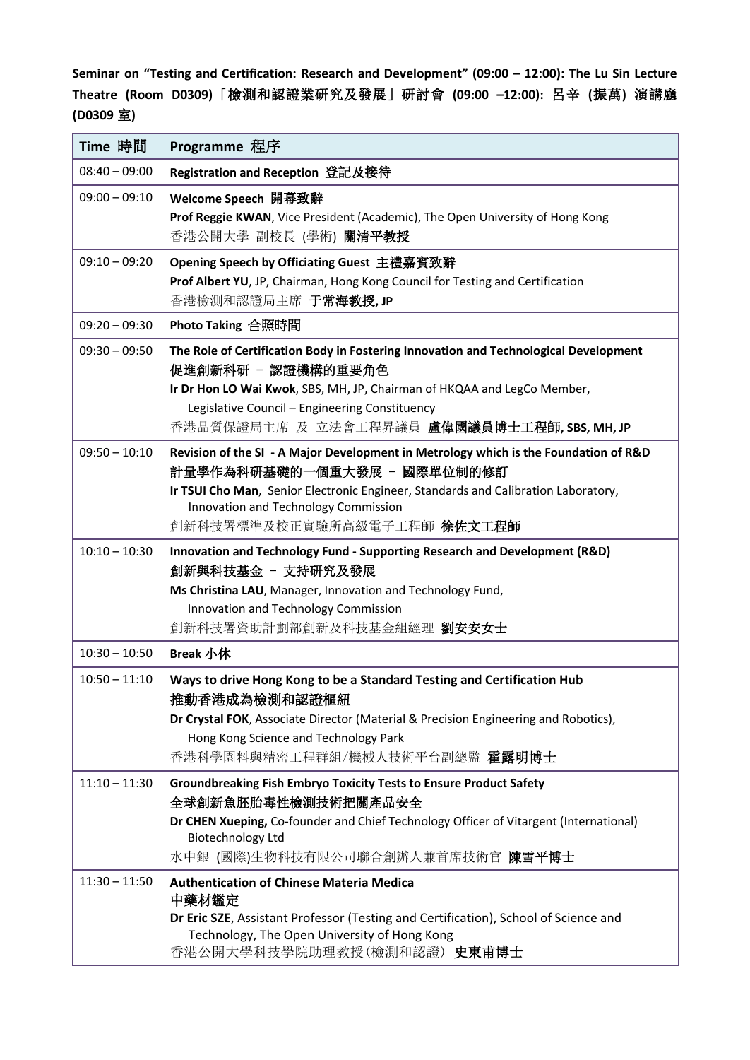**Seminar on "Testing and Certification: Research and Development" (09:00 – 12:00): The Lu Sin Lecture Theatre (Room D0309)「檢測和認證業研究及發展」研討會 (09:00 –12:00): 呂辛 (振萬) 演講廳 (D0309 室)**

| Time 時間 | Programme 程序 |
|---|---|
| 08:40 – 09:00 | **Registration and Reception 登記及接待** |
| 09:00 – 09:10 | **Welcome Speech 開幕致辭**<br>**Prof Reggie KWAN**, Vice President (Academic), The Open University of Hong Kong<br>香港公開大學 副校長 (學術) **關清平教授** |
| 09:10 – 09:20 | **Opening Speech by Officiating Guest 主禮嘉賓致辭**<br>**Prof Albert YU**, JP, Chairman, Hong Kong Council for Testing and Certification<br>香港檢測和認證局主席 **于常海教授, JP** |
| 09:20 – 09:30 | **Photo Taking 合照時間** |
| 09:30 – 09:50 | **The Role of Certification Body in Fostering Innovation and Technological Development**<br>**促進創新科研 – 認證機構的重要角色**<br>**Ir Dr Hon LO Wai Kwok**, SBS, MH, JP, Chairman of HKQAA and LegCo Member, Legislative Council – Engineering Constituency<br>香港品質保證局主席 及 立法會工程界議員 **盧偉國議員博士工程師, SBS, MH, JP** |
| 09:50 – 10:10 | **Revision of the SI - A Major Development in Metrology which is the Foundation of R&D**<br>**計量學作為科研基礎的一個重大發展 – 國際單位制的修訂**<br>**Ir TSUI Cho Man**, Senior Electronic Engineer, Standards and Calibration Laboratory, Innovation and Technology Commission<br>創新科技署標準及校正實驗所高級電子工程師 **徐佐文工程師** |
| 10:10 – 10:30 | **Innovation and Technology Fund - Supporting Research and Development (R&D)**<br>**創新與科技基金 – 支持研究及發展**<br>**Ms Christina LAU**, Manager, Innovation and Technology Fund, Innovation and Technology Commission<br>創新科技署資助計劃部創新及科技基金組經理 **劉安安女士** |
| 10:30 – 10:50 | **Break 小休** |
| 10:50 – 11:10 | **Ways to drive Hong Kong to be a Standard Testing and Certification Hub**<br>**推動香港成為檢測和認證樞紐**<br>**Dr Crystal FOK**, Associate Director (Material & Precision Engineering and Robotics), Hong Kong Science and Technology Park<br>香港科學園料與精密工程群組/機械人技術平台副總監 **霍露明博士** |
| 11:10 – 11:30 | **Groundbreaking Fish Embryo Toxicity Tests to Ensure Product Safety**<br>**全球創新魚胚胎毒性檢測技術把關產品安全**<br>**Dr CHEN Xueping,** Co-founder and Chief Technology Officer of Vitargent (International) Biotechnology Ltd<br>水中銀 (國際)生物科技有限公司聯合創辦人兼首席技術官 **陳雪平博士** |
| 11:30 – 11:50 | **Authentication of Chinese Materia Medica**<br>**中藥材鑑定**<br>**Dr Eric SZE**, Assistant Professor (Testing and Certification), School of Science and Technology, The Open University of Hong Kong<br>香港公開大學科技學院助理教授(檢測和認證) **史東甫博士** |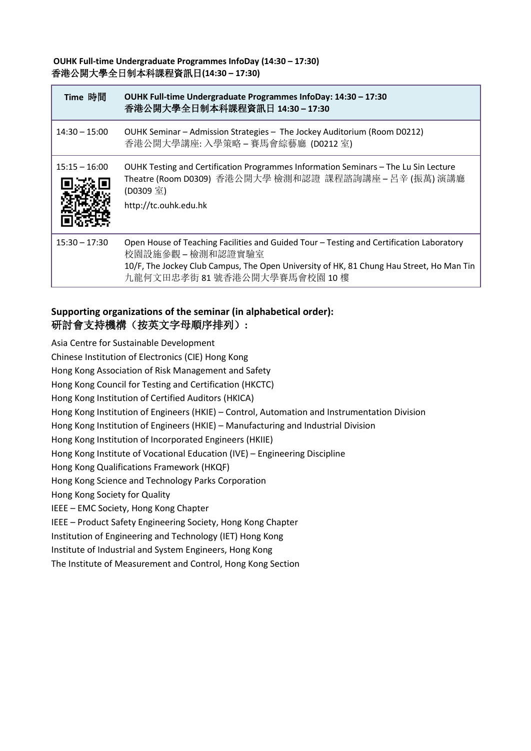**OUHK Full-time Undergraduate Programmes InfoDay (14:30 – 17:30)**
**香港公開大學全日制本科課程資訊日(14:30 – 17:30)**

| Time 時間 | OUHK Full-time Undergraduate Programmes InfoDay: 14:30 – 17:30 香港公開大學全日制本科課程資訊日 14:30 – 17:30 |
|---|---|
| 14:30 – 15:00 | OUHK Seminar – Admission Strategies – The Jockey Auditorium (Room D0212) 香港公開大學講座: 入學策略 – 賽馬會綜藝廳 (D0212 室) |
| 15:15 – 16:00 | OUHK Testing and Certification Programmes Information Seminars – The Lu Sin Lecture Theatre (Room D0309) 香港公開大學 檢測和認證 課程諮詢講座 – 呂辛 (振萬) 演講廳 (D0309 室) http://tc.ouhk.edu.hk |
| 15:30 – 17:30 | Open House of Teaching Facilities and Guided Tour – Testing and Certification Laboratory 校園設施參觀 – 檢測和認證實驗室 10/F, The Jockey Club Campus, The Open University of HK, 81 Chung Hau Street, Ho Man Tin 九龍何文田忠孝街 81 號香港公開大學賽馬會校園 10 樓 |

**Supporting organizations of the seminar (in alphabetical order):**
**研討會支持機構（按英文字母順序排列）：**

Asia Centre for Sustainable Development
Chinese Institution of Electronics (CIE) Hong Kong
Hong Kong Association of Risk Management and Safety
Hong Kong Council for Testing and Certification (HKCTC)
Hong Kong Institution of Certified Auditors (HKICA)
Hong Kong Institution of Engineers (HKIE) – Control, Automation and Instrumentation Division
Hong Kong Institution of Engineers (HKIE) – Manufacturing and Industrial Division
Hong Kong Institution of Incorporated Engineers (HKIIE)
Hong Kong Institute of Vocational Education (IVE) – Engineering Discipline
Hong Kong Qualifications Framework (HKQF)
Hong Kong Science and Technology Parks Corporation
Hong Kong Society for Quality
IEEE – EMC Society, Hong Kong Chapter
IEEE – Product Safety Engineering Society, Hong Kong Chapter
Institution of Engineering and Technology (IET) Hong Kong
Institute of Industrial and System Engineers, Hong Kong
The Institute of Measurement and Control, Hong Kong Section